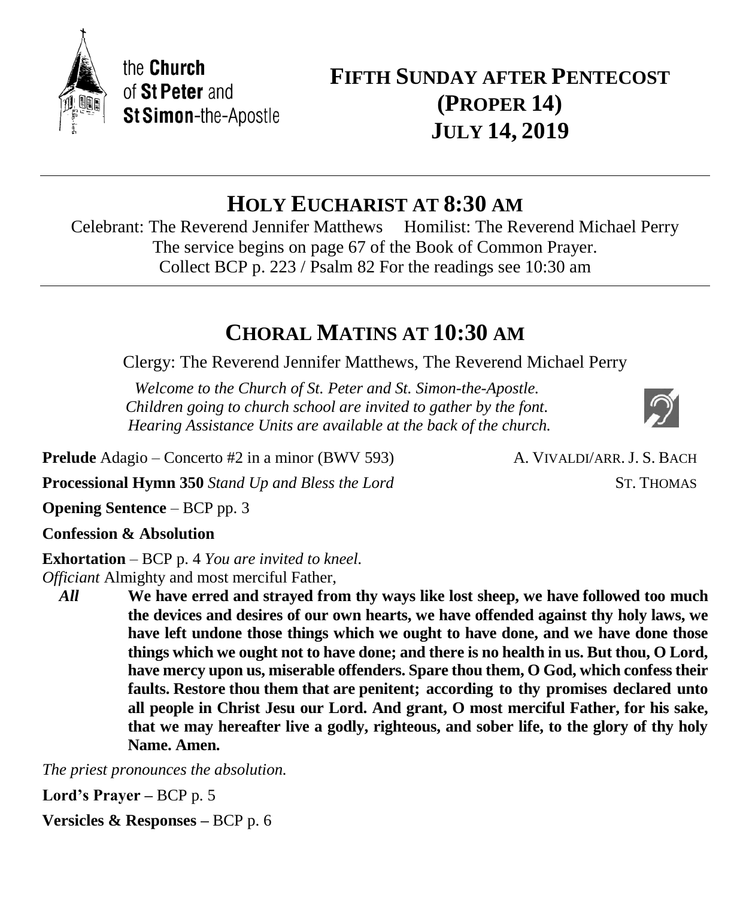the **Church** of **St Peter** and **St Simon**-the-Apostle

# FIFTH SUNDAY AFTER PENTECOST (PROPER 14) JULY 14, 2019

---

## HOLY EUCHARIST AT 8:30 AM

Celebrant: The Reverend Jennifer Matthews Homilist: The Reverend Michael Perry
The service begins on page 67 of the Book of Common Prayer.
Collect BCP p. 223 / Psalm 82 For the readings see 10:30 am

---

## CHORAL MATINS AT 10:30 AM

Clergy: The Reverend Jennifer Matthews, The Reverend Michael Perry

*Welcome to the Church of St. Peter and St. Simon-the-Apostle.*
*Children going to church school are invited to gather by the font.*
*Hearing Assistance Units are available at the back of the church.*

**Prelude** Adagio – Concerto #2 in a minor (BWV 593) A. VIVALDI/ARR. J. S. BACH

**Processional Hymn 350** *Stand Up and Bless the Lord* ST. THOMAS

**Opening Sentence** – BCP pp. 3

**Confession & Absolution**

**Exhortation** – BCP p. 4 *You are invited to kneel.*

*Officiant* Almighty and most merciful Father,

*All* **We have erred and strayed from thy ways like lost sheep, we have followed too much the devices and desires of our own hearts, we have offended against thy holy laws, we have left undone those things which we ought to have done, and we have done those things which we ought not to have done; and there is no health in us. But thou, O Lord, have mercy upon us, miserable offenders. Spare thou them, O God, which confess their faults. Restore thou them that are penitent; according to thy promises declared unto all people in Christ Jesu our Lord. And grant, O most merciful Father, for his sake, that we may hereafter live a godly, righteous, and sober life, to the glory of thy holy Name. Amen.**

*The priest pronounces the absolution.*

**Lord's Prayer –** BCP p. 5

**Versicles & Responses –** BCP p. 6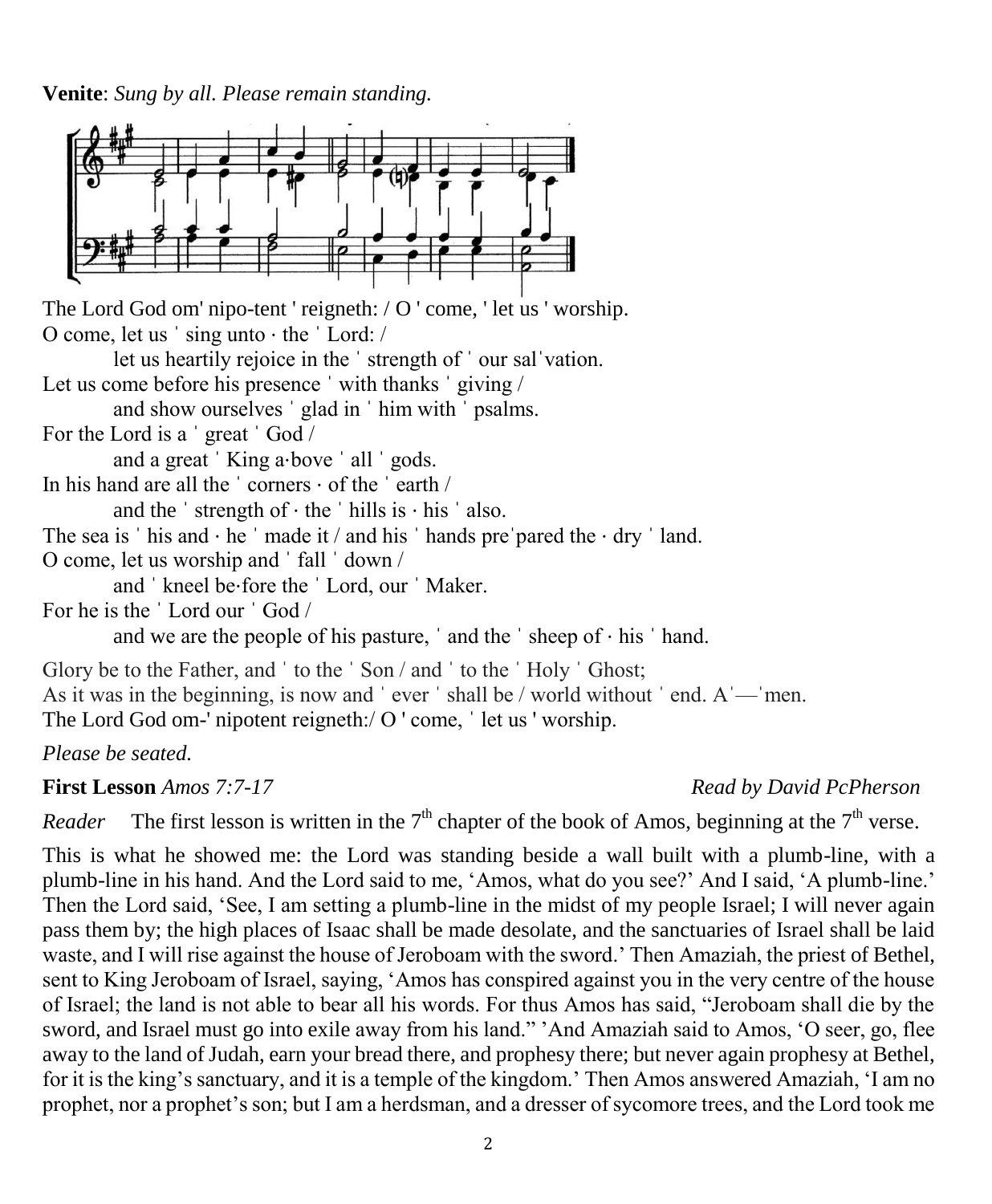**Venite**: *Sung by all. Please remain standing.*

The Lord God om' nipo-tent ' reigneth: / O ' come, ' let us ' worship.
O come, let us ˈ sing unto · the ˈ Lord: /
let us heartily rejoice in the ˈ strength of ˈ our salˈvation.
Let us come before his presence ˈ with thanks ˈ giving /
and show ourselves ˈ glad in ˈ him with ˈ psalms.
For the Lord is a ˈ great ˈ God /
and a great ˈ King a·bove ˈ all ˈ gods.
In his hand are all the ˈ corners · of the ˈ earth /
and the ˈ strength of · the ˈ hills is · his ˈ also.
The sea is ˈ his and · he ˈ made it / and his ˈ hands preˈpared the · dry ˈ land.
O come, let us worship and ˈ fall ˈ down /
and ˈ kneel be·fore the ˈ Lord, our ˈ Maker.
For he is the ˈ Lord our ˈ God /
and we are the people of his pasture, ˈ and the ˈ sheep of · his ˈ hand.

Glory be to the Father, and ˈ to the ˈ Son / and ˈ to the ˈ Holy ˈ Ghost;
As it was in the beginning, is now and ˈ ever ˈ shall be / world without ˈ end. Aˈ—ˈmen.
The Lord God om-' nipotent reigneth:/ O ' come, ˈ let us ' worship.

*Please be seated.*

**First Lesson** *Amos 7:7-17* *Read by David PcPherson*

*Reader* The first lesson is written in the 7th chapter of the book of Amos, beginning at the 7th verse.

This is what he showed me: the Lord was standing beside a wall built with a plumb-line, with a plumb-line in his hand. And the Lord said to me, 'Amos, what do you see?' And I said, 'A plumb-line.' Then the Lord said, 'See, I am setting a plumb-line in the midst of my people Israel; I will never again pass them by; the high places of Isaac shall be made desolate, and the sanctuaries of Israel shall be laid waste, and I will rise against the house of Jeroboam with the sword.' Then Amaziah, the priest of Bethel, sent to King Jeroboam of Israel, saying, 'Amos has conspired against you in the very centre of the house of Israel; the land is not able to bear all his words. For thus Amos has said, "Jeroboam shall die by the sword, and Israel must go into exile away from his land." 'And Amaziah said to Amos, 'O seer, go, flee away to the land of Judah, earn your bread there, and prophesy there; but never again prophesy at Bethel, for it is the king's sanctuary, and it is a temple of the kingdom.' Then Amos answered Amaziah, 'I am no prophet, nor a prophet's son; but I am a herdsman, and a dresser of sycomore trees, and the Lord took me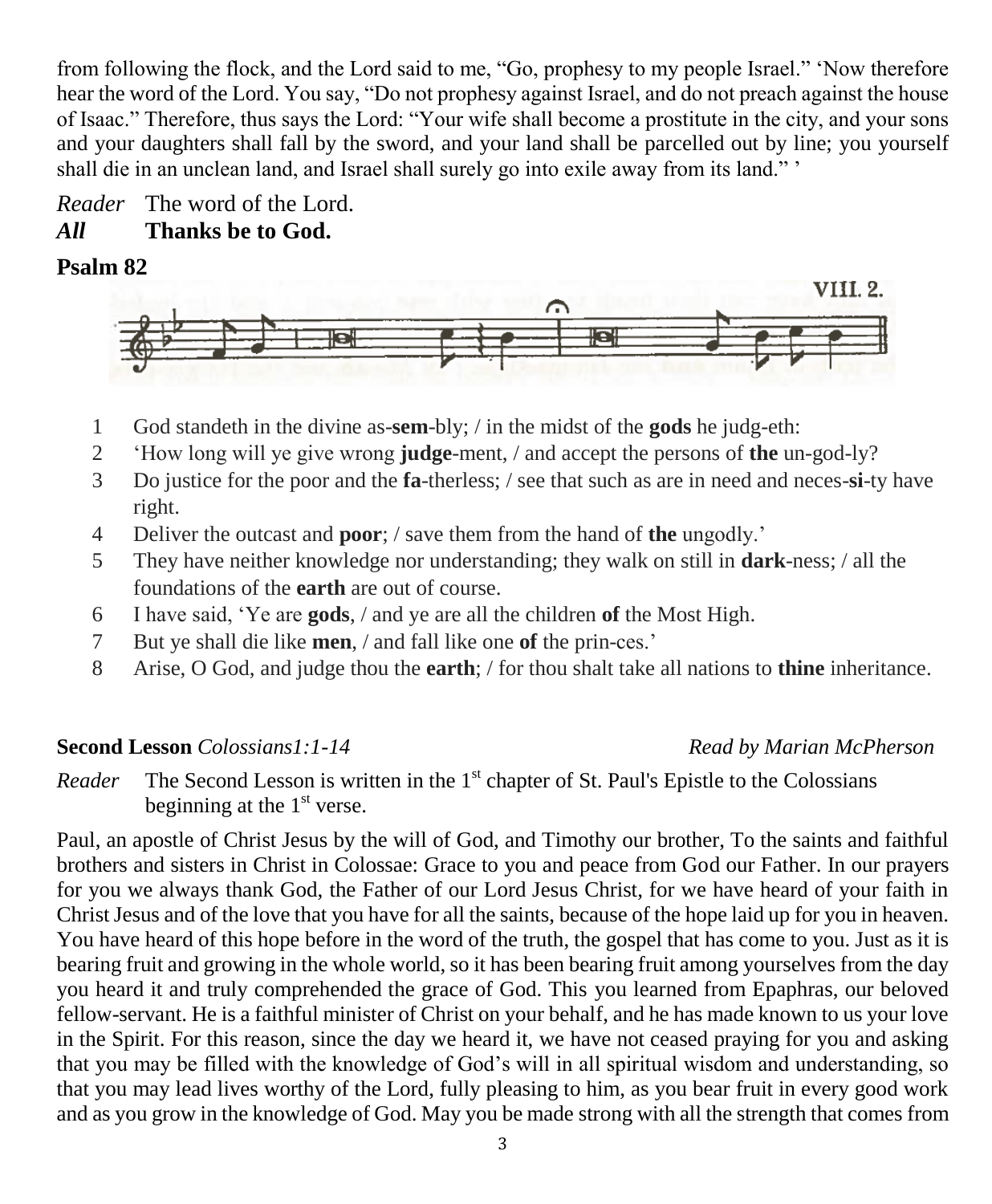from following the flock, and the Lord said to me, "Go, prophesy to my people Israel." 'Now therefore hear the word of the Lord. You say, "Do not prophesy against Israel, and do not preach against the house of Isaac." Therefore, thus says the Lord: "Your wife shall become a prostitute in the city, and your sons and your daughters shall fall by the sword, and your land shall be parcelled out by line; you yourself shall die in an unclean land, and Israel shall surely go into exile away from its land." '

*Reader* The word of the Lord.
***All*** **Thanks be to God.**

**Psalm 82**

VIII. 2.

1. God standeth in the divine as-**sem**-bly; / in the midst of the **gods** he judg-eth:
2. 'How long will ye give wrong **judge**-ment, / and accept the persons of **the** un-god-ly?
3. Do justice for the poor and the **fa**-therless; / see that such as are in need and neces-**si**-ty have right.
4. Deliver the outcast and **poor**; / save them from the hand of **the** ungodly.'
5. They have neither knowledge nor understanding; they walk on still in **dark**-ness; / all the foundations of the **earth** are out of course.
6. I have said, 'Ye are **gods**, / and ye are all the children **of** the Most High.
7. But ye shall die like **men**, / and fall like one **of** the prin-ces.'
8. Arise, O God, and judge thou the **earth**; / for thou shalt take all nations to **thine** inheritance.

**Second Lesson** *Colossians1:1-14* *Read by Marian McPherson*

*Reader* The Second Lesson is written in the 1st chapter of St. Paul's Epistle to the Colossians beginning at the 1st verse.

Paul, an apostle of Christ Jesus by the will of God, and Timothy our brother, To the saints and faithful brothers and sisters in Christ in Colossae: Grace to you and peace from God our Father. In our prayers for you we always thank God, the Father of our Lord Jesus Christ, for we have heard of your faith in Christ Jesus and of the love that you have for all the saints, because of the hope laid up for you in heaven. You have heard of this hope before in the word of the truth, the gospel that has come to you. Just as it is bearing fruit and growing in the whole world, so it has been bearing fruit among yourselves from the day you heard it and truly comprehended the grace of God. This you learned from Epaphras, our beloved fellow-servant. He is a faithful minister of Christ on your behalf, and he has made known to us your love in the Spirit. For this reason, since the day we heard it, we have not ceased praying for you and asking that you may be filled with the knowledge of God's will in all spiritual wisdom and understanding, so that you may lead lives worthy of the Lord, fully pleasing to him, as you bear fruit in every good work and as you grow in the knowledge of God. May you be made strong with all the strength that comes from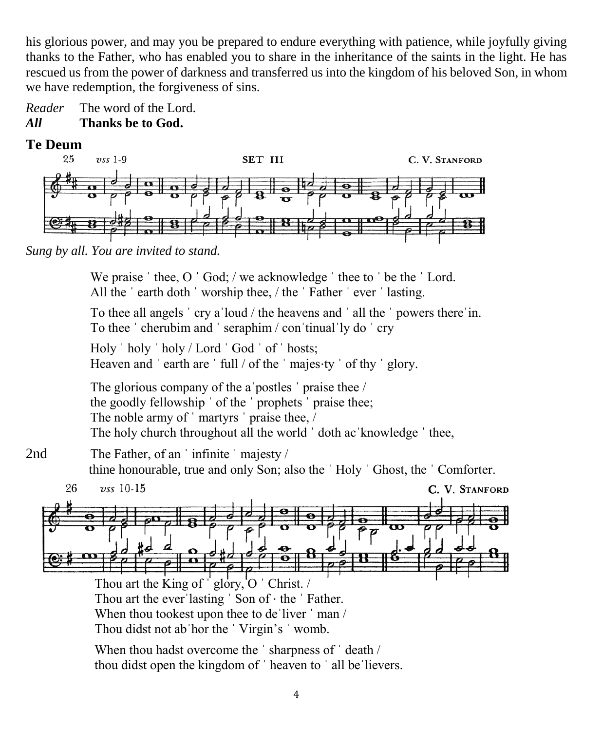his glorious power, and may you be prepared to endure everything with patience, while joyfully giving thanks to the Father, who has enabled you to share in the inheritance of the saints in the light. He has rescued us from the power of darkness and transferred us into the kingdom of his beloved Son, in whom we have redemption, the forgiveness of sins.

*Reader* The word of the Lord.
***All*** **Thanks be to God.**

## Te Deum

25 *vss* 1-9 SET III C. V. STANFORD

*Sung by all. You are invited to stand.*

We praise ˈ thee, O ˈ God; / we acknowledge ˈ thee to ˈ be the ˈ Lord.
All the ˈ earth doth ˈ worship thee, / the ˈ Father ˈ ever ˈ lasting.

To thee all angels ˈ cry aˈloud / the heavens and ˈ all the ˈ powers thereˈin.
To thee ˈ cherubim and ˈ seraphim / conˈtinualˈly do ˈ cry

Holy ˈ holy ˈ holy / Lord ˈ God ˈ of ˈ hosts;
Heaven and ˈ earth are ˈ full / of the ˈ majes·ty ˈ of thy ˈ glory.

The glorious company of the aˈpostles ˈ praise thee /
the goodly fellowship ˈ of the ˈ prophets ˈ praise thee;
The noble army of ˈ martyrs ˈ praise thee, /
The holy church throughout all the world ˈ doth acˈknowledge ˈ thee,

2nd The Father, of an ˈ infinite ˈ majesty /
thine honourable, true and only Son; also the ˈ Holy ˈ Ghost, the ˈ Comforter.

26 *vss* 10-15 C. V. STANFORD

Thou art the King of ˈ glory, O ˈ Christ. /
Thou art the everˈlasting ˈ Son of · the ˈ Father.
When thou tookest upon thee to deˈliver ˈ man /
Thou didst not abˈhor the ˈ Virgin's ˈ womb.

When thou hadst overcome the ˈ sharpness of ˈ death /
thou didst open the kingdom of ˈ heaven to ˈ all beˈlievers.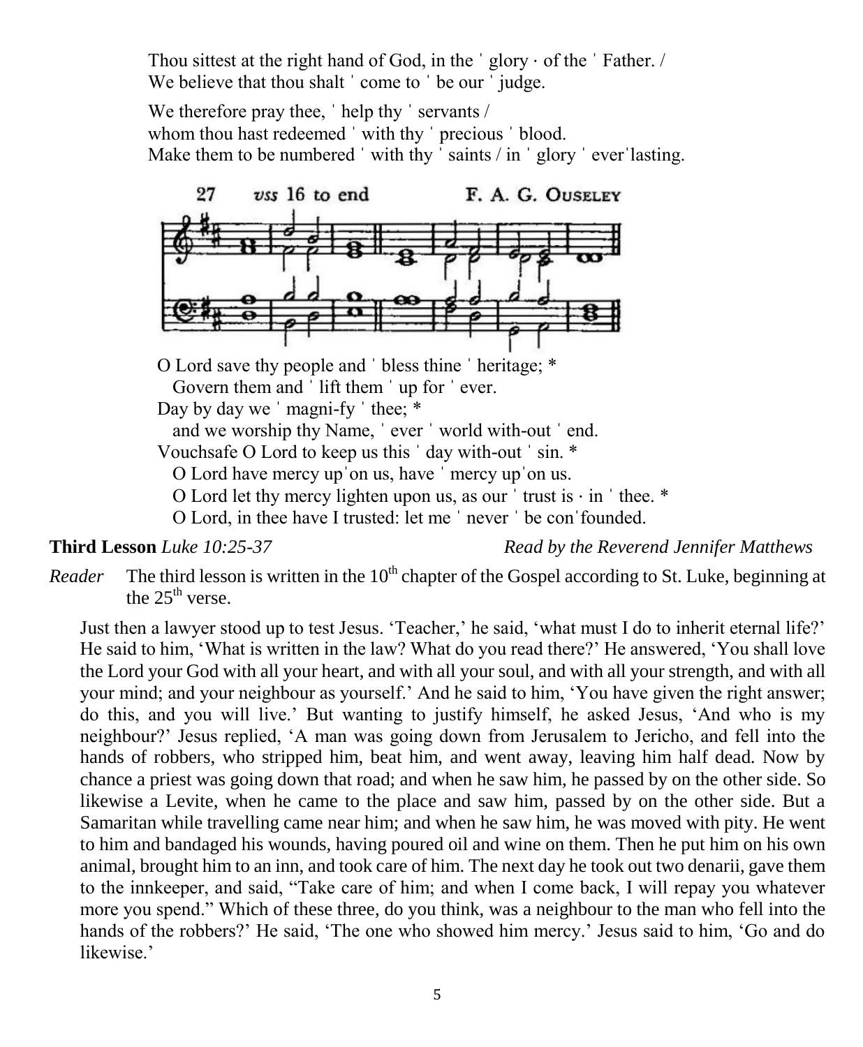Thou sittest at the right hand of God, in the ˈ glory · of the ˈ Father. /
We believe that thou shalt ˈ come to ˈ be our ˈ judge.

We therefore pray thee, ˈ help thy ˈ servants /
whom thou hast redeemed ˈ with thy ˈ precious ˈ blood.
Make them to be numbered ˈ with thy ˈ saints / in ˈ glory ˈ everˈlasting.

27 *vss* 16 to end F. A. G. OUSELEY

O Lord save thy people and ˈ bless thine ˈ heritage; *
Govern them and ˈ lift them ˈ up for ˈ ever.
Day by day we ˈ magni-fy ˈ thee; *
and we worship thy Name, ˈ ever ˈ world with-out ˈ end.
Vouchsafe O Lord to keep us this ˈ day with-out ˈ sin. *
O Lord have mercy upˈon us, have ˈ mercy upˈon us.
O Lord let thy mercy lighten upon us, as our ˈ trust is · in ˈ thee. *
O Lord, in thee have I trusted: let me ˈ never ˈ be conˈfounded.

**Third Lesson** *Luke 10:25-37* *Read by the Reverend Jennifer Matthews*

*Reader* The third lesson is written in the 10th chapter of the Gospel according to St. Luke, beginning at the 25th verse.

Just then a lawyer stood up to test Jesus. 'Teacher,' he said, 'what must I do to inherit eternal life?' He said to him, 'What is written in the law? What do you read there?' He answered, 'You shall love the Lord your God with all your heart, and with all your soul, and with all your strength, and with all your mind; and your neighbour as yourself.' And he said to him, 'You have given the right answer; do this, and you will live.' But wanting to justify himself, he asked Jesus, 'And who is my neighbour?' Jesus replied, 'A man was going down from Jerusalem to Jericho, and fell into the hands of robbers, who stripped him, beat him, and went away, leaving him half dead. Now by chance a priest was going down that road; and when he saw him, he passed by on the other side. So likewise a Levite, when he came to the place and saw him, passed by on the other side. But a Samaritan while travelling came near him; and when he saw him, he was moved with pity. He went to him and bandaged his wounds, having poured oil and wine on them. Then he put him on his own animal, brought him to an inn, and took care of him. The next day he took out two denarii, gave them to the innkeeper, and said, "Take care of him; and when I come back, I will repay you whatever more you spend." Which of these three, do you think, was a neighbour to the man who fell into the hands of the robbers?' He said, 'The one who showed him mercy.' Jesus said to him, 'Go and do likewise.'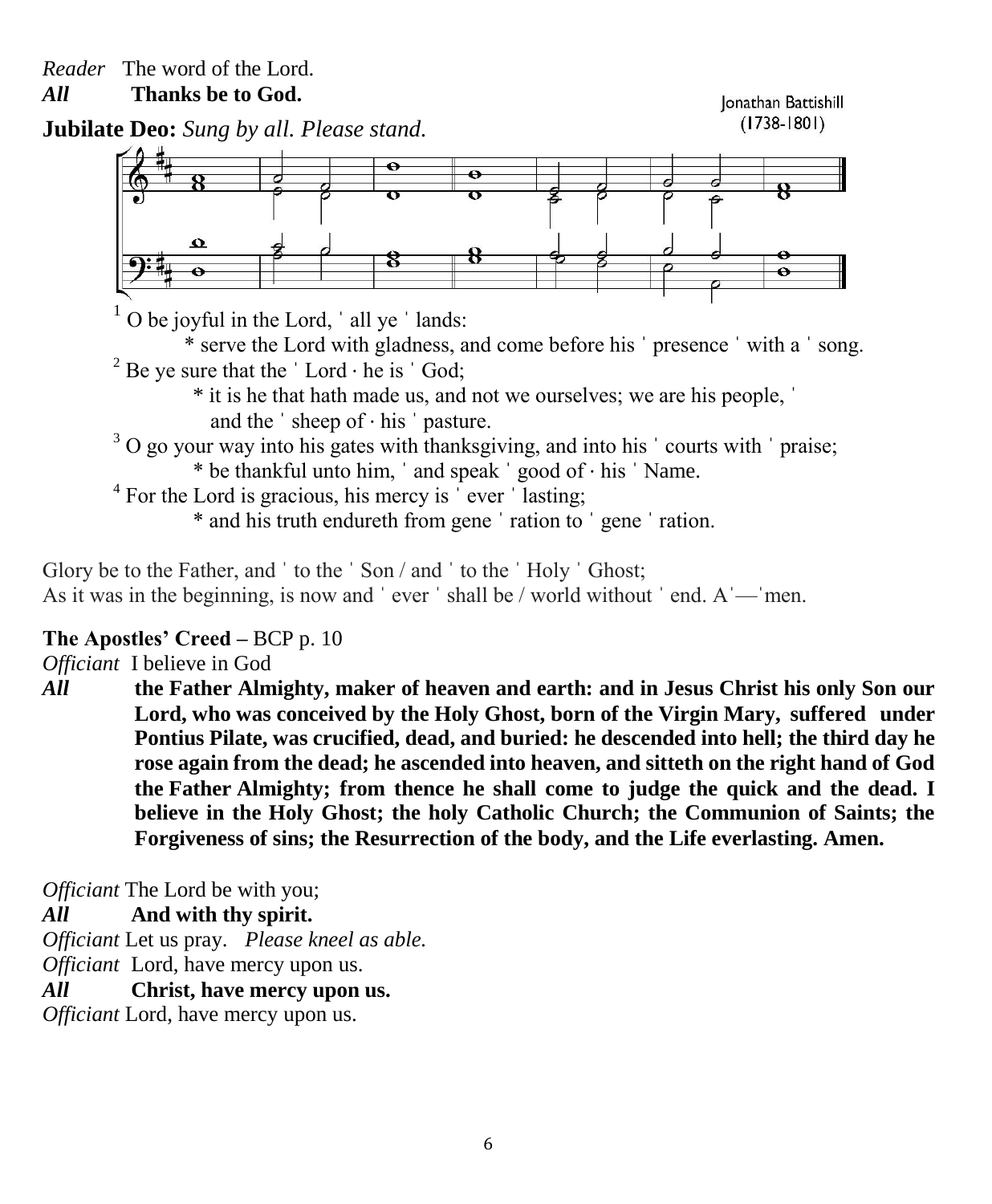*Reader* The word of the Lord.
***All*** **Thanks be to God.**

**Jubilate Deo:** *Sung by all. Please stand.*

Jonathan Battishill (1738-1801)

[1] O be joyful in the Lord, ˈ all ye ˈ lands:
  * serve the Lord with gladness, and come before his ˈ presence ˈ with a ˈ song.
[2] Be ye sure that the ˈ Lord · he is ˈ God;
  * it is he that hath made us, and not we ourselves; we are his people, ˈ and the ˈ sheep of · his ˈ pasture.
[3] O go your way into his gates with thanksgiving, and into his ˈ courts with ˈ praise;
  * be thankful unto him, ˈ and speak ˈ good of · his ˈ Name.
[4] For the Lord is gracious, his mercy is ˈ ever ˈ lasting;
  * and his truth endureth from gene ˈ ration to ˈ gene ˈ ration.

Glory be to the Father, and ˈ to the ˈ Son / and ˈ to the ˈ Holy ˈ Ghost;
As it was in the beginning, is now and ˈ ever ˈ shall be / world without ˈ end. Aˈ—ˈmen.

**The Apostles' Creed –** BCP p. 10

*Officiant* I believe in God
***All*** **the Father Almighty, maker of heaven and earth: and in Jesus Christ his only Son our Lord, who was conceived by the Holy Ghost, born of the Virgin Mary, suffered under Pontius Pilate, was crucified, dead, and buried: he descended into hell; the third day he rose again from the dead; he ascended into heaven, and sitteth on the right hand of God the Father Almighty; from thence he shall come to judge the quick and the dead. I believe in the Holy Ghost; the holy Catholic Church; the Communion of Saints; the Forgiveness of sins; the Resurrection of the body, and the Life everlasting. Amen.**

*Officiant* The Lord be with you;
***All*** **And with thy spirit.**
*Officiant* Let us pray. *Please kneel as able.*
*Officiant* Lord, have mercy upon us.
***All*** **Christ, have mercy upon us.**
*Officiant* Lord, have mercy upon us.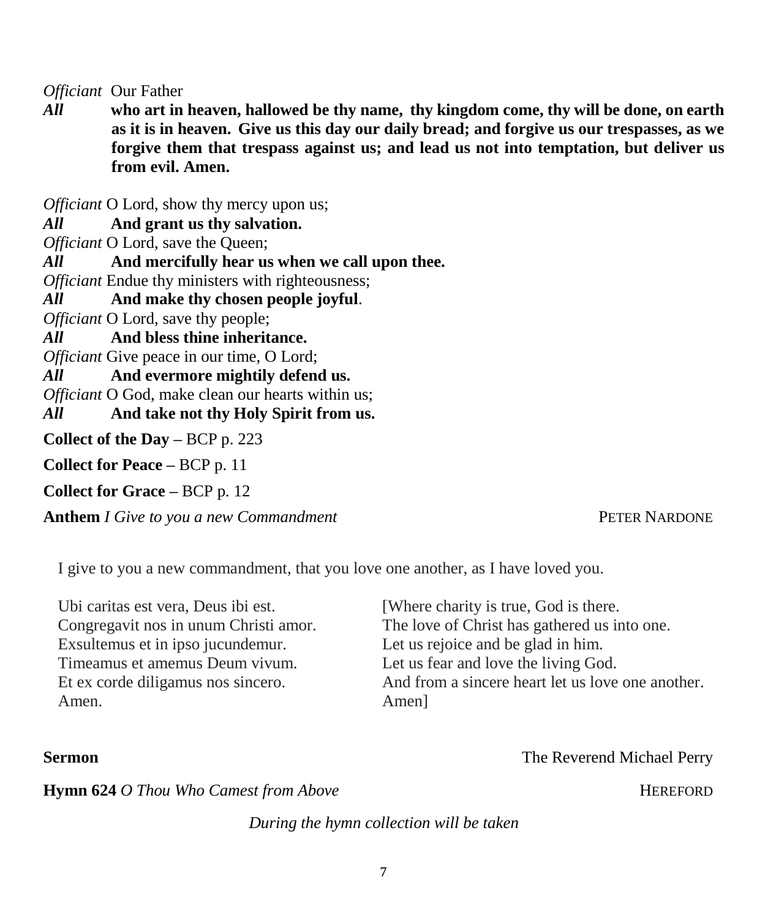*Officiant* Our Father
***All*** **who art in heaven, hallowed be thy name, thy kingdom come, thy will be done, on earth as it is in heaven. Give us this day our daily bread; and forgive us our trespasses, as we forgive them that trespass against us; and lead us not into temptation, but deliver us from evil. Amen.**

*Officiant* O Lord, show thy mercy upon us;
***All*** **And grant us thy salvation.**
*Officiant* O Lord, save the Queen;
***All*** **And mercifully hear us when we call upon thee.**
*Officiant* Endue thy ministers with righteousness;
***All*** **And make thy chosen people joyful**.
*Officiant* O Lord, save thy people;
***All*** **And bless thine inheritance.**
*Officiant* Give peace in our time, O Lord;
***All*** **And evermore mightily defend us.**
*Officiant* O God, make clean our hearts within us;
***All*** **And take not thy Holy Spirit from us.**

**Collect of the Day –** BCP p. 223

**Collect for Peace –** BCP p. 11

**Collect for Grace –** BCP p. 12

**Anthem** *I Give to you a new Commandment* PETER NARDONE

I give to you a new commandment, that you love one another, as I have loved you.

Ubi caritas est vera, Deus ibi est.
Congregavit nos in unum Christi amor.
Exsultemus et in ipso jucundemur.
Timeamus et amemus Deum vivum.
Et ex corde diligamus nos sincero.
Amen.

[Where charity is true, God is there.
The love of Christ has gathered us into one.
Let us rejoice and be glad in him.
Let us fear and love the living God.
And from a sincere heart let us love one another.
Amen]

**Sermon** The Reverend Michael Perry

**Hymn 624** *O Thou Who Camest from Above* HEREFORD

*During the hymn collection will be taken*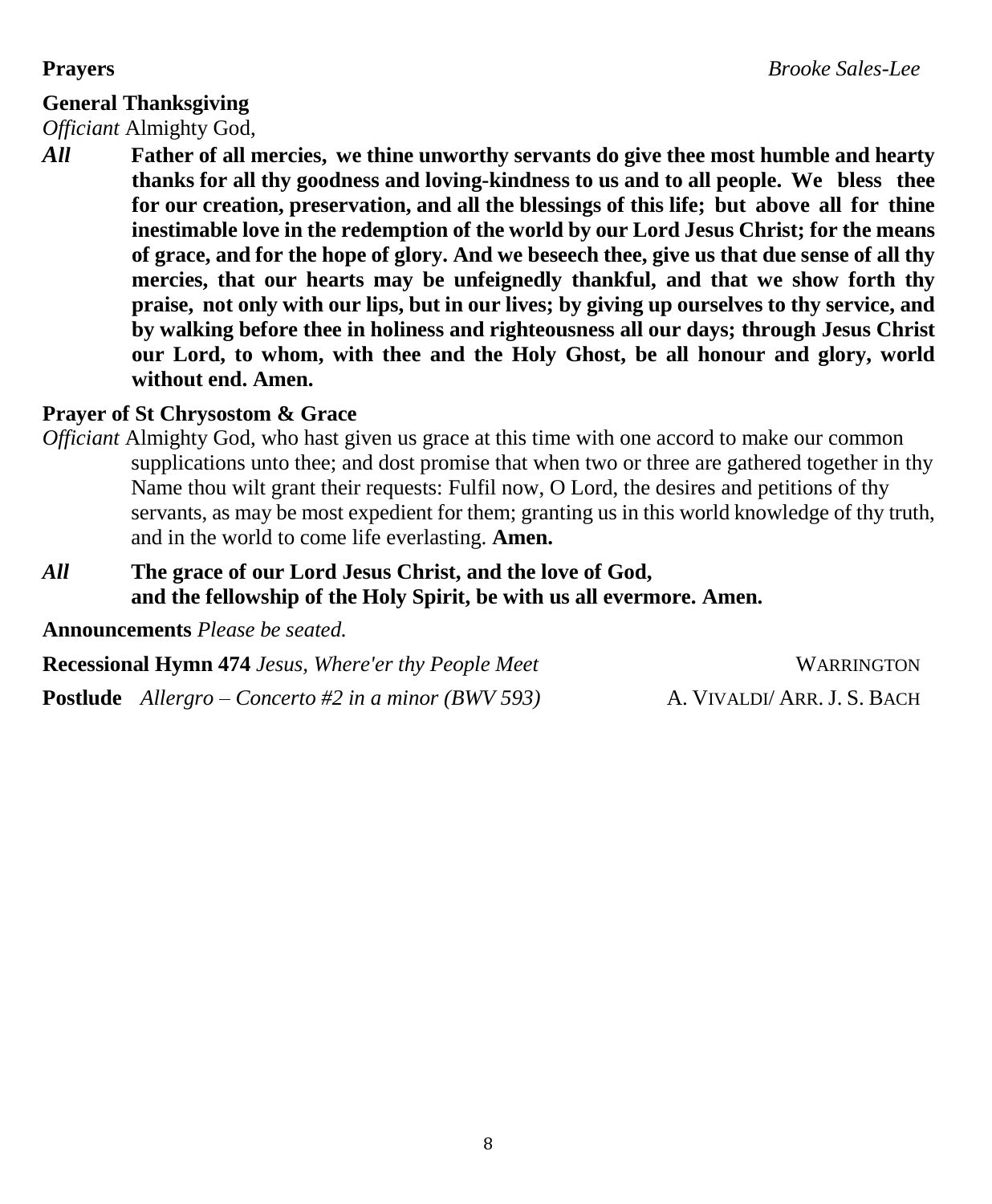**Prayers** *Brooke Sales-Lee*

**General Thanksgiving**

*Officiant* Almighty God,

*All* **Father of all mercies, we thine unworthy servants do give thee most humble and hearty thanks for all thy goodness and loving-kindness to us and to all people. We bless thee for our creation, preservation, and all the blessings of this life; but above all for thine inestimable love in the redemption of the world by our Lord Jesus Christ; for the means of grace, and for the hope of glory. And we beseech thee, give us that due sense of all thy mercies, that our hearts may be unfeignedly thankful, and that we show forth thy praise, not only with our lips, but in our lives; by giving up ourselves to thy service, and by walking before thee in holiness and righteousness all our days; through Jesus Christ our Lord, to whom, with thee and the Holy Ghost, be all honour and glory, world without end. Amen.**

**Prayer of St Chrysostom & Grace**

*Officiant* Almighty God, who hast given us grace at this time with one accord to make our common supplications unto thee; and dost promise that when two or three are gathered together in thy Name thou wilt grant their requests: Fulfil now, O Lord, the desires and petitions of thy servants, as may be most expedient for them; granting us in this world knowledge of thy truth, and in the world to come life everlasting. **Amen.**

*All* **The grace of our Lord Jesus Christ, and the love of God,
and the fellowship of the Holy Spirit, be with us all evermore. Amen.**

**Announcements** *Please be seated.*

**Recessional Hymn 474** *Jesus, Where'er thy People Meet* WARRINGTON

**Postlude** *Allergro – Concerto #2 in a minor (BWV 593)* A. VIVALDI/ ARR. J. S. BACH